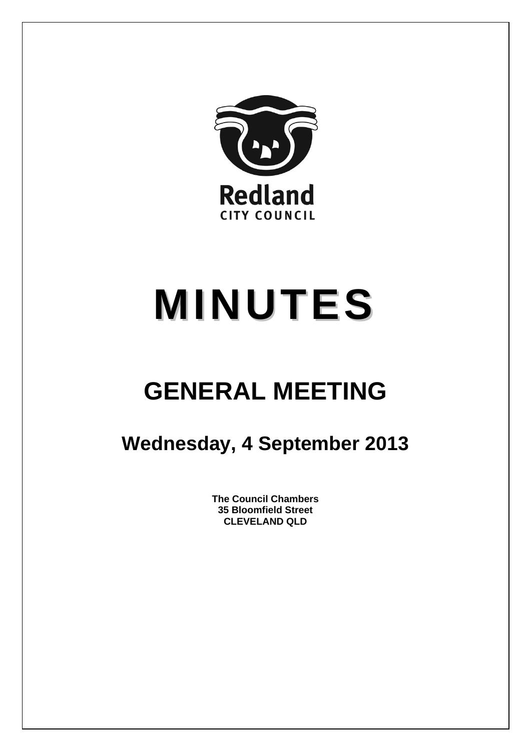Redland
CITY COUNCIL

# MINUTES

## GENERAL MEETING

### Wednesday, 4 September 2013

**The Council Chambers**
**35 Bloomfield Street**
**CLEVELAND QLD**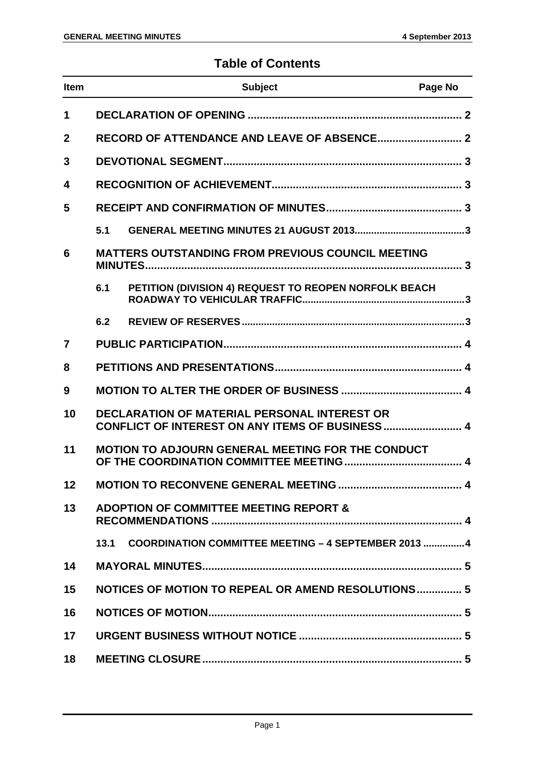## Table of Contents

| Item | Subject | Page No |
|---|---|---|
| 1 | DECLARATION OF OPENING | 2 |
| 2 | RECORD OF ATTENDANCE AND LEAVE OF ABSENCE | 2 |
| 3 | DEVOTIONAL SEGMENT | 3 |
| 4 | RECOGNITION OF ACHIEVEMENT | 3 |
| 5 | RECEIPT AND CONFIRMATION OF MINUTES | 3 |
| | 5.1 GENERAL MEETING MINUTES 21 AUGUST 2013 | 3 |
| 6 | MATTERS OUTSTANDING FROM PREVIOUS COUNCIL MEETING MINUTES | 3 |
| | 6.1 PETITION (DIVISION 4) REQUEST TO REOPEN NORFOLK BEACH ROADWAY TO VEHICULAR TRAFFIC | 3 |
| | 6.2 REVIEW OF RESERVES | 3 |
| 7 | PUBLIC PARTICIPATION | 4 |
| 8 | PETITIONS AND PRESENTATIONS | 4 |
| 9 | MOTION TO ALTER THE ORDER OF BUSINESS | 4 |
| 10 | DECLARATION OF MATERIAL PERSONAL INTEREST OR CONFLICT OF INTEREST ON ANY ITEMS OF BUSINESS | 4 |
| 11 | MOTION TO ADJOURN GENERAL MEETING FOR THE CONDUCT OF THE COORDINATION COMMITTEE MEETING | 4 |
| 12 | MOTION TO RECONVENE GENERAL MEETING | 4 |
| 13 | ADOPTION OF COMMITTEE MEETING REPORT & RECOMMENDATIONS | 4 |
| | 13.1 COORDINATION COMMITTEE MEETING – 4 SEPTEMBER 2013 | 4 |
| 14 | MAYORAL MINUTES | 5 |
| 15 | NOTICES OF MOTION TO REPEAL OR AMEND RESOLUTIONS | 5 |
| 16 | NOTICES OF MOTION | 5 |
| 17 | URGENT BUSINESS WITHOUT NOTICE | 5 |
| 18 | MEETING CLOSURE | 5 |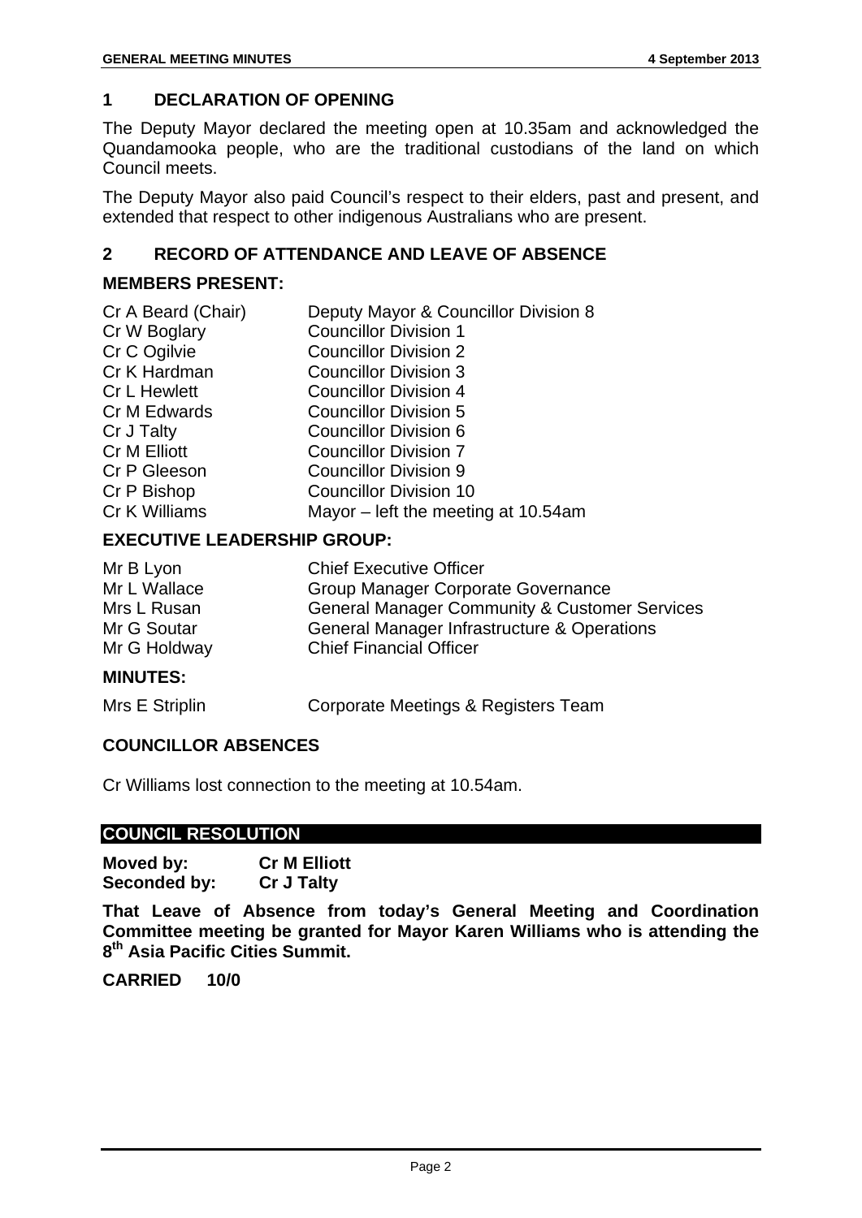## 1 DECLARATION OF OPENING

The Deputy Mayor declared the meeting open at 10.35am and acknowledged the Quandamooka people, who are the traditional custodians of the land on which Council meets.

The Deputy Mayor also paid Council's respect to their elders, past and present, and extended that respect to other indigenous Australians who are present.

## 2 RECORD OF ATTENDANCE AND LEAVE OF ABSENCE

### MEMBERS PRESENT:

| | |
|---|---|
| Cr A Beard (Chair) | Deputy Mayor & Councillor Division 8 |
| Cr W Boglary | Councillor Division 1 |
| Cr C Ogilvie | Councillor Division 2 |
| Cr K Hardman | Councillor Division 3 |
| Cr L Hewlett | Councillor Division 4 |
| Cr M Edwards | Councillor Division 5 |
| Cr J Talty | Councillor Division 6 |
| Cr M Elliott | Councillor Division 7 |
| Cr P Gleeson | Councillor Division 9 |
| Cr P Bishop | Councillor Division 10 |
| Cr K Williams | Mayor – left the meeting at 10.54am |

### EXECUTIVE LEADERSHIP GROUP:

| | |
|---|---|
| Mr B Lyon | Chief Executive Officer |
| Mr L Wallace | Group Manager Corporate Governance |
| Mrs L Rusan | General Manager Community & Customer Services |
| Mr G Soutar | General Manager Infrastructure & Operations |
| Mr G Holdway | Chief Financial Officer |

### MINUTES:

| | |
|---|---|
| Mrs E Striplin | Corporate Meetings & Registers Team |

### COUNCILLOR ABSENCES

Cr Williams lost connection to the meeting at 10.54am.

### COUNCIL RESOLUTION

**Moved by:** **Cr M Elliott**
**Seconded by:** **Cr J Talty**

**That Leave of Absence from today's General Meeting and Coordination Committee meeting be granted for Mayor Karen Williams who is attending the 8th Asia Pacific Cities Summit.**

**CARRIED 10/0**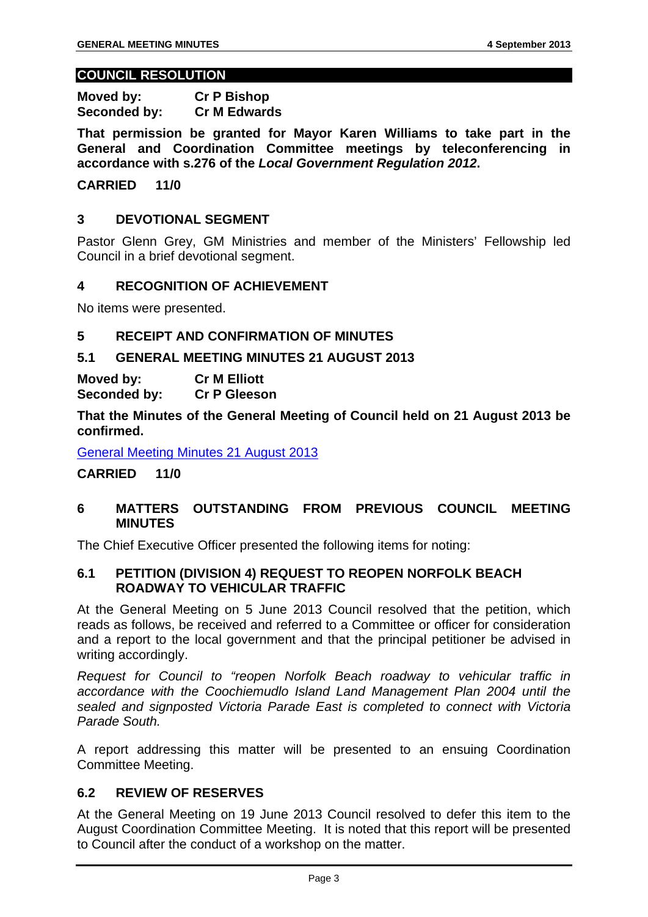**COUNCIL RESOLUTION**

**Moved by:** **Cr P Bishop**
**Seconded by:** **Cr M Edwards**

**That permission be granted for Mayor Karen Williams to take part in the General and Coordination Committee meetings by teleconferencing in accordance with s.276 of the *Local Government Regulation 2012*.**

**CARRIED 11/0**

## 3 DEVOTIONAL SEGMENT

Pastor Glenn Grey, GM Ministries and member of the Ministers' Fellowship led Council in a brief devotional segment.

## 4 RECOGNITION OF ACHIEVEMENT

No items were presented.

## 5 RECEIPT AND CONFIRMATION OF MINUTES

### 5.1 GENERAL MEETING MINUTES 21 AUGUST 2013

**Moved by:** **Cr M Elliott**
**Seconded by:** **Cr P Gleeson**

**That the Minutes of the General Meeting of Council held on 21 August 2013 be confirmed.**

General Meeting Minutes 21 August 2013

**CARRIED 11/0**

## 6 MATTERS OUTSTANDING FROM PREVIOUS COUNCIL MEETING MINUTES

The Chief Executive Officer presented the following items for noting:

### 6.1 PETITION (DIVISION 4) REQUEST TO REOPEN NORFOLK BEACH ROADWAY TO VEHICULAR TRAFFIC

At the General Meeting on 5 June 2013 Council resolved that the petition, which reads as follows, be received and referred to a Committee or officer for consideration and a report to the local government and that the principal petitioner be advised in writing accordingly.

*Request for Council to "reopen Norfolk Beach roadway to vehicular traffic in accordance with the Coochiemudlo Island Land Management Plan 2004 until the sealed and signposted Victoria Parade East is completed to connect with Victoria Parade South.*

A report addressing this matter will be presented to an ensuing Coordination Committee Meeting.

### 6.2 REVIEW OF RESERVES

At the General Meeting on 19 June 2013 Council resolved to defer this item to the August Coordination Committee Meeting. It is noted that this report will be presented to Council after the conduct of a workshop on the matter.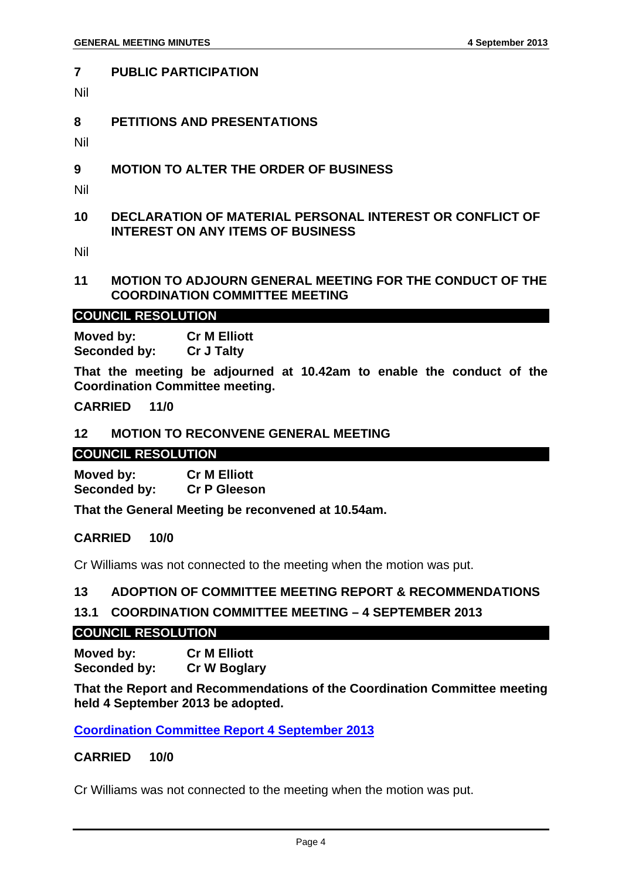## 7 PUBLIC PARTICIPATION

Nil

## 8 PETITIONS AND PRESENTATIONS

Nil

## 9 MOTION TO ALTER THE ORDER OF BUSINESS

Nil

## 10 DECLARATION OF MATERIAL PERSONAL INTEREST OR CONFLICT OF INTEREST ON ANY ITEMS OF BUSINESS

Nil

## 11 MOTION TO ADJOURN GENERAL MEETING FOR THE CONDUCT OF THE COORDINATION COMMITTEE MEETING

**COUNCIL RESOLUTION**

**Moved by: Cr M Elliott**
**Seconded by: Cr J Talty**

**That the meeting be adjourned at 10.42am to enable the conduct of the Coordination Committee meeting.**

**CARRIED 11/0**

## 12 MOTION TO RECONVENE GENERAL MEETING

**COUNCIL RESOLUTION**

**Moved by: Cr M Elliott**
**Seconded by: Cr P Gleeson**

**That the General Meeting be reconvened at 10.54am.**

**CARRIED 10/0**

Cr Williams was not connected to the meeting when the motion was put.

## 13 ADOPTION OF COMMITTEE MEETING REPORT & RECOMMENDATIONS

### 13.1 COORDINATION COMMITTEE MEETING – 4 SEPTEMBER 2013

**COUNCIL RESOLUTION**

**Moved by: Cr M Elliott**
**Seconded by: Cr W Boglary**

**That the Report and Recommendations of the Coordination Committee meeting held 4 September 2013 be adopted.**

**Coordination Committee Report 4 September 2013**

**CARRIED 10/0**

Cr Williams was not connected to the meeting when the motion was put.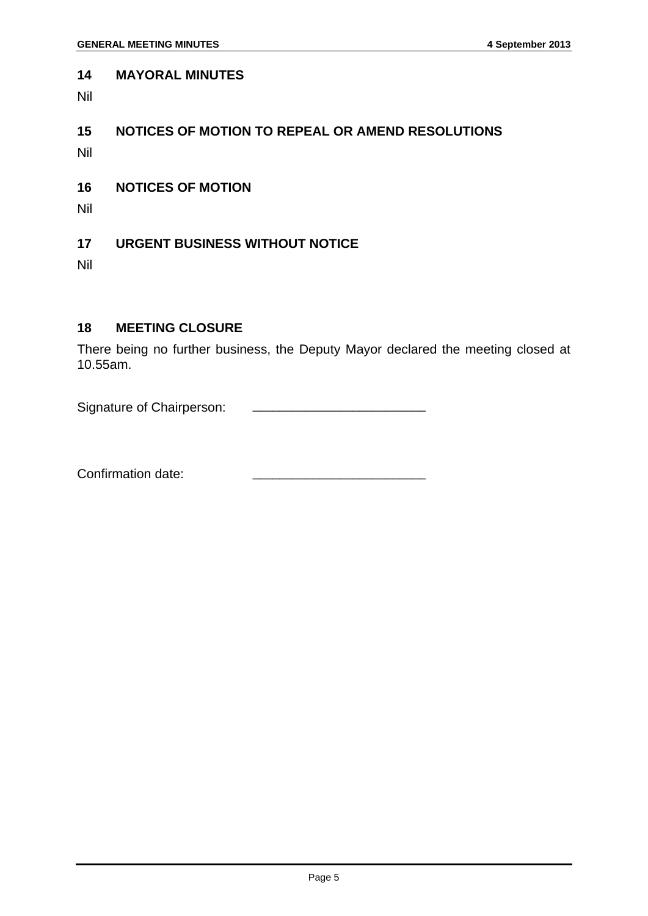## 14 MAYORAL MINUTES

Nil

## 15 NOTICES OF MOTION TO REPEAL OR AMEND RESOLUTIONS

Nil

## 16 NOTICES OF MOTION

Nil

## 17 URGENT BUSINESS WITHOUT NOTICE

Nil

## 18 MEETING CLOSURE

There being no further business, the Deputy Mayor declared the meeting closed at 10.55am.

Signature of Chairperson: ________________________

Confirmation date: ________________________